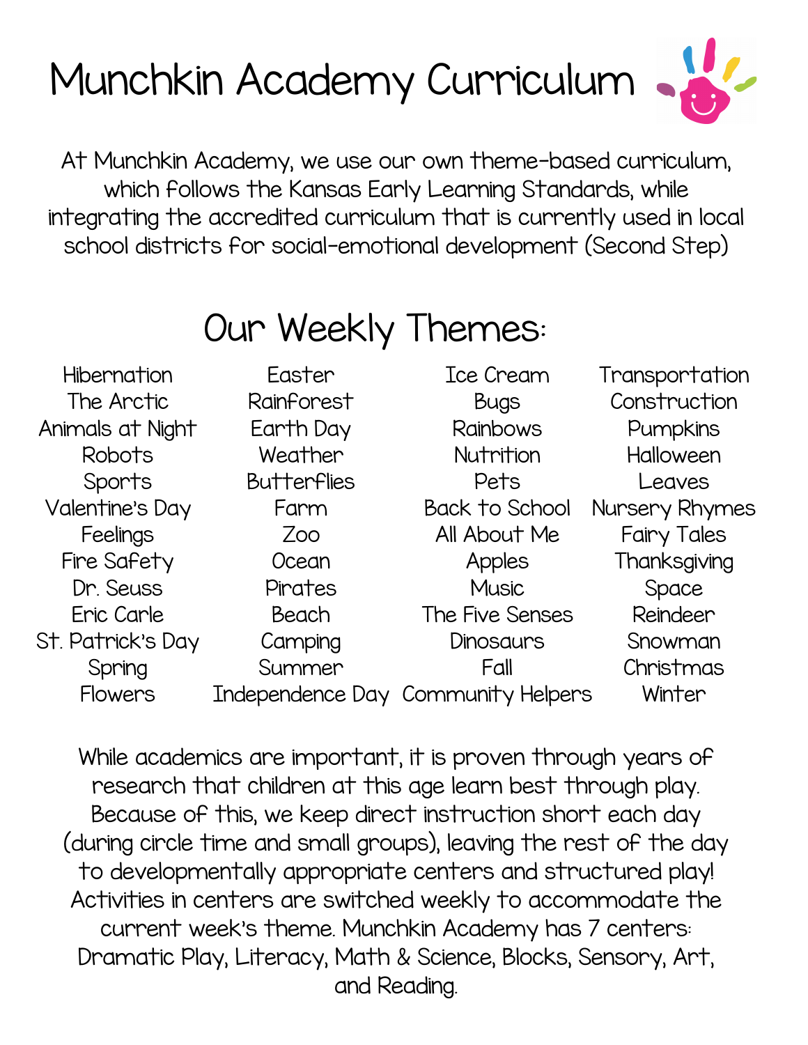# Munchkin Academy Curriculum

At Munchkin Academy, we use our own theme-based curriculum, which follows the Kansas Early Learning Standards, while integrating the accredited curriculum that is currently used in local school districts for social-emotional development (Second Step)

## Our Weekly Themes:

| | | | |
|---|---|---|---|
| Hibernation | Easter | Ice Cream | Transportation |
| The Arctic | Rainforest | Bugs | Construction |
| Animals at Night | Earth Day | Rainbows | Pumpkins |
| Robots | Weather | Nutrition | Halloween |
| Sports | Butterflies | Pets | Leaves |
| Valentine's Day | Farm | Back to School | Nursery Rhymes |
| Feelings | Zoo | All About Me | Fairy Tales |
| Fire Safety | Ocean | Apples | Thanksgiving |
| Dr. Seuss | Pirates | Music | Space |
| Eric Carle | Beach | The Five Senses | Reindeer |
| St. Patrick's Day | Camping | Dinosaurs | Snowman |
| Spring | Summer | Fall | Christmas |
| Flowers | Independence Day | Community Helpers | Winter |

While academics are important, it is proven through years of research that children at this age learn best through play. Because of this, we keep direct instruction short each day (during circle time and small groups), leaving the rest of the day to developmentally appropriate centers and structured play! Activities in centers are switched weekly to accommodate the current week's theme. Munchkin Academy has 7 centers: Dramatic Play, Literacy, Math & Science, Blocks, Sensory, Art, and Reading.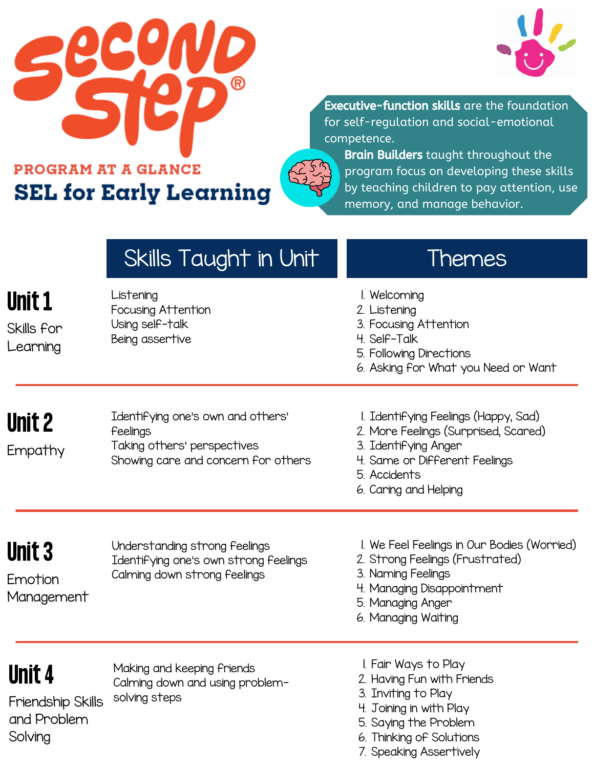# Second Step®

## PROGRAM AT A GLANCE

## SEL for Early Learning

**Executive-function skills** are the foundation for self-regulation and social-emotional competence.

**Brain Builders** taught throughout the program focus on developing these skills by teaching children to pay attention, use memory, and manage behavior.

| | Skills Taught in Unit | Themes |
|---|---|---|
| **Unit 1** Skills for Learning | Listening<br>Focusing Attention<br>Using self-talk<br>Being assertive | 1. Welcoming<br>2. Listening<br>3. Focusing Attention<br>4. Self-Talk<br>5. Following Directions<br>6. Asking for What you Need or Want |
| **Unit 2** Empathy | Identifying one's own and others' feelings<br>Taking others' perspectives<br>Showing care and concern for others | 1. Identifying Feelings (Happy, Sad)<br>2. More Feelings (Surprised, Scared)<br>3. Identifying Anger<br>4. Same or Different Feelings<br>5. Accidents<br>6. Caring and Helping |
| **Unit 3** Emotion Management | Understanding strong feelings<br>Identifying one's own strong feelings<br>Calming down strong feelings | 1. We Feel Feelings in Our Bodies (Worried)<br>2. Strong Feelings (Frustrated)<br>3. Naming Feelings<br>4. Managing Disappointment<br>5. Managing Anger<br>6. Managing Waiting |
| **Unit 4** Friendship Skills and Problem Solving | Making and keeping friends<br>Calming down and using problem-solving steps | 1. Fair Ways to Play<br>2. Having Fun with Friends<br>3. Inviting to Play<br>4. Joining in with Play<br>5. Saying the Problem<br>6. Thinking of Solutions<br>7. Speaking Assertively |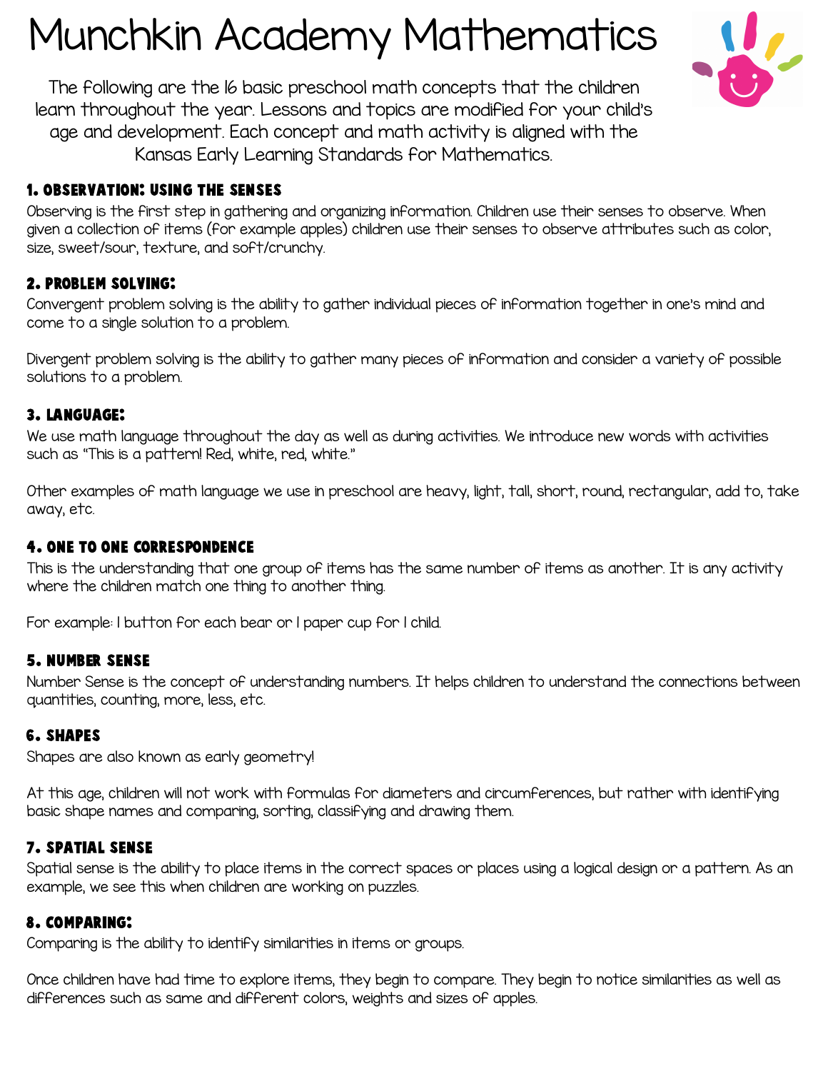# Munchkin Academy Mathematics

The following are the 16 basic preschool math concepts that the children learn throughout the year. Lessons and topics are modified for your child's age and development. Each concept and math activity is aligned with the Kansas Early Learning Standards for Mathematics.

### 1. OBSERVATION: USING THE SENSES

Observing is the first step in gathering and organizing information. Children use their senses to observe. When given a collection of items (for example apples) children use their senses to observe attributes such as color, size, sweet/sour, texture, and soft/crunchy.

### 2. PROBLEM SOLVING:

Convergent problem solving is the ability to gather individual pieces of information together in one's mind and come to a single solution to a problem.

Divergent problem solving is the ability to gather many pieces of information and consider a variety of possible solutions to a problem.

### 3. LANGUAGE:

We use math language throughout the day as well as during activities. We introduce new words with activities such as "This is a pattern! Red, white, red, white."

Other examples of math language we use in preschool are heavy, light, tall, short, round, rectangular, add to, take away, etc.

### 4. ONE TO ONE CORRESPONDENCE

This is the understanding that one group of items has the same number of items as another. It is any activity where the children match one thing to another thing.

For example: 1 button for each bear or 1 paper cup for 1 child.

### 5. NUMBER SENSE

Number Sense is the concept of understanding numbers. It helps children to understand the connections between quantities, counting, more, less, etc.

### 6. SHAPES

Shapes are also known as early geometry!

At this age, children will not work with formulas for diameters and circumferences, but rather with identifying basic shape names and comparing, sorting, classifying and drawing them.

### 7. SPATIAL SENSE

Spatial sense is the ability to place items in the correct spaces or places using a logical design or a pattern. As an example, we see this when children are working on puzzles.

### 8. COMPARING:

Comparing is the ability to identify similarities in items or groups.

Once children have had time to explore items, they begin to compare. They begin to notice similarities as well as differences such as same and different colors, weights and sizes of apples.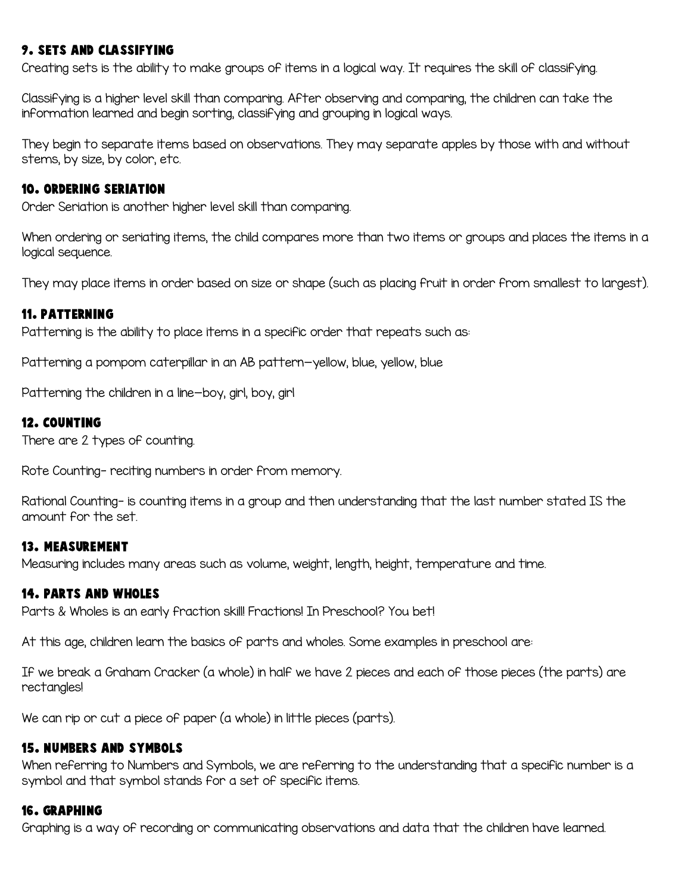### 9. SETS AND CLASSIFYING

Creating sets is the ability to make groups of items in a logical way. It requires the skill of classifying.

Classifying is a higher level skill than comparing. After observing and comparing, the children can take the information learned and begin sorting, classifying and grouping in logical ways.

They begin to separate items based on observations. They may separate apples by those with and without stems, by size, by color, etc.

### 10. ORDERING SERIATION

Order Seriation is another higher level skill than comparing.

When ordering or seriating items, the child compares more than two items or groups and places the items in a logical sequence.

They may place items in order based on size or shape (such as placing fruit in order from smallest to largest).

### 11. PATTERNING

Patterning is the ability to place items in a specific order that repeats such as:

Patterning a pompom caterpillar in an AB pattern—yellow, blue, yellow, blue

Patterning the children in a line—boy, girl, boy, girl

### 12. COUNTING

There are 2 types of counting.

Rote Counting- reciting numbers in order from memory.

Rational Counting- is counting items in a group and then understanding that the last number stated IS the amount for the set.

### 13. MEASUREMENT

Measuring includes many areas such as volume, weight, length, height, temperature and time.

### 14. PARTS AND WHOLES

Parts & Wholes is an early fraction skill! Fractions! In Preschool? You bet!

At this age, children learn the basics of parts and wholes. Some examples in preschool are:

If we break a Graham Cracker (a whole) in half we have 2 pieces and each of those pieces (the parts) are rectangles!

We can rip or cut a piece of paper (a whole) in little pieces (parts).

### 15. NUMBERS AND SYMBOLS

When referring to Numbers and Symbols, we are referring to the understanding that a specific number is a symbol and that symbol stands for a set of specific items.

### 16. GRAPHING

Graphing is a way of recording or communicating observations and data that the children have learned.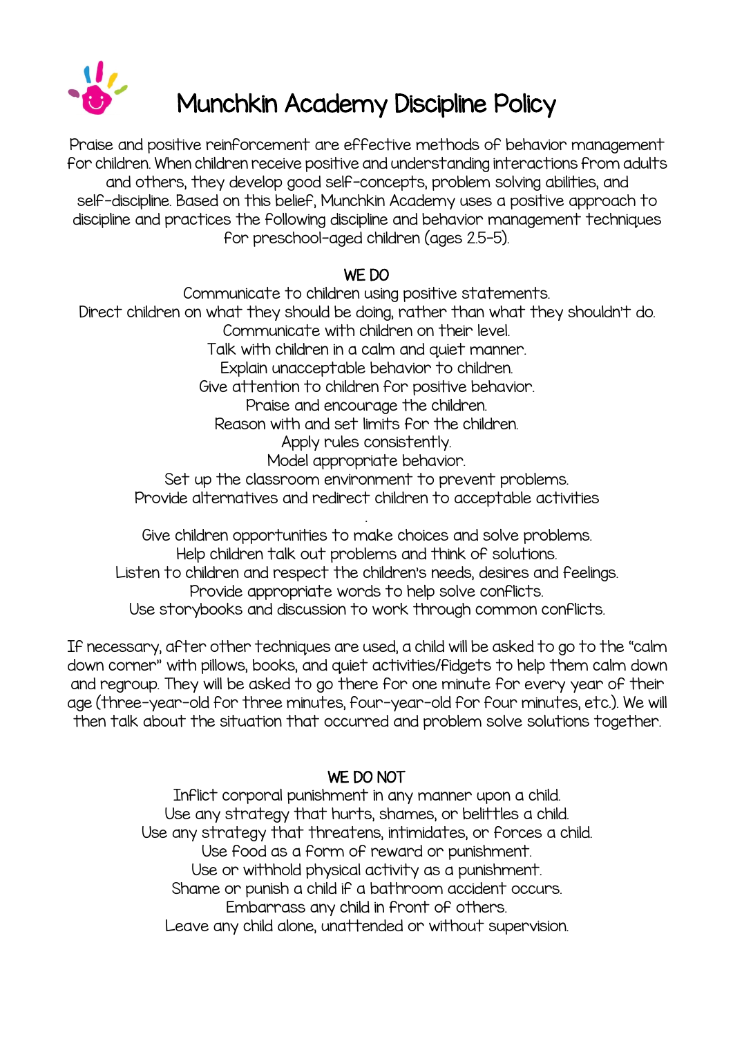# Munchkin Academy Discipline Policy

Praise and positive reinforcement are effective methods of behavior management for children. When children receive positive and understanding interactions from adults and others, they develop good self-concepts, problem solving abilities, and self-discipline. Based on this belief, Munchkin Academy uses a positive approach to discipline and practices the following discipline and behavior management techniques for preschool-aged children (ages 2.5-5).

## WE DO

Communicate to children using positive statements.
Direct children on what they should be doing, rather than what they shouldn't do.
Communicate with children on their level.
Talk with children in a calm and quiet manner.
Explain unacceptable behavior to children.
Give attention to children for positive behavior.
Praise and encourage the children.
Reason with and set limits for the children.
Apply rules consistently.
Model appropriate behavior.
Set up the classroom environment to prevent problems.
Provide alternatives and redirect children to acceptable activities
.
Give children opportunities to make choices and solve problems.
Help children talk out problems and think of solutions.
Listen to children and respect the children's needs, desires and feelings.
Provide appropriate words to help solve conflicts.
Use storybooks and discussion to work through common conflicts.

If necessary, after other techniques are used, a child will be asked to go to the "calm down corner" with pillows, books, and quiet activities/fidgets to help them calm down and regroup. They will be asked to go there for one minute for every year of their age (three-year-old for three minutes, four-year-old for four minutes, etc.). We will then talk about the situation that occurred and problem solve solutions together.

## WE DO NOT

Inflict corporal punishment in any manner upon a child.
Use any strategy that hurts, shames, or belittles a child.
Use any strategy that threatens, intimidates, or forces a child.
Use food as a form of reward or punishment.
Use or withhold physical activity as a punishment.
Shame or punish a child if a bathroom accident occurs.
Embarrass any child in front of others.
Leave any child alone, unattended or without supervision.